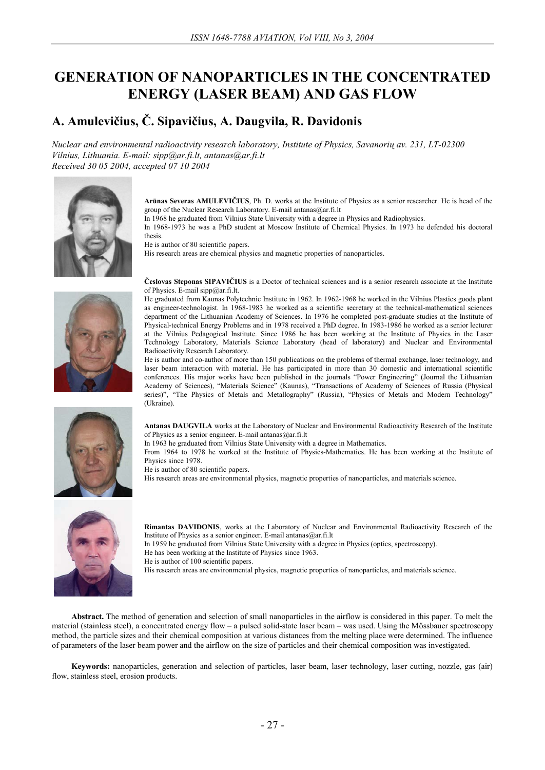# GENERATION OF NANOPARTICLES IN THE CONCENTRATED ENERGY (LASER BEAM) AND GAS FLOW

## A. Amulevičius, Č. Sipavičius, A. Daugvila, R. Davidonis

*Nuclear and environmental radioactivity research laboratory, Institute of Physics, Savanorių av. 231, LT-02300 Vilnius, Lithuania. E-mail: sipp@ar.fi.lt, antanas@ar.fi.lt*
*Received 30 05 2004, accepted 07 10 2004*

**Arūnas Severas AMULEVIČIUS**, Ph. D. works at the Institute of Physics as a senior researcher. He is head of the group of the Nuclear Research Laboratory. E-mail antanas@ar.fi.lt

In 1968 he graduated from Vilnius State University with a degree in Physics and Radiophysics.

In 1968-1973 he was a PhD student at Moscow Institute of Chemical Physics. In 1973 he defended his doctoral thesis.

He is author of 80 scientific papers.

His research areas are chemical physics and magnetic properties of nanoparticles.

**Česlovas Steponas SIPAVIČIUS** is a Doctor of technical sciences and is a senior research associate at the Institute of Physics. E-mail sipp@ar.fi.lt.

He graduated from Kaunas Polytechnic Institute in 1962. In 1962-1968 he worked in the Vilnius Plastics goods plant as engineer-technologist. In 1968-1983 he worked as a scientific secretary at the technical-mathematical sciences department of the Lithuanian Academy of Sciences. In 1976 he completed post-graduate studies at the Institute of Physical-technical Energy Problems and in 1978 received a PhD degree. In 1983-1986 he worked as a senior lecturer at the Vilnius Pedagogical Institute. Since 1986 he has been working at the Institute of Physics in the Laser Technology Laboratory, Materials Science Laboratory (head of laboratory) and Nuclear and Environmental Radioactivity Research Laboratory.

He is author and co-author of more than 150 publications on the problems of thermal exchange, laser technology, and laser beam interaction with material. He has participated in more than 30 domestic and international scientific conferences. His major works have been published in the journals "Power Engineering" (Journal the Lithuanian Academy of Sciences), "Materials Science" (Kaunas), "Transactions of Academy of Sciences of Russia (Physical series)", "The Physics of Metals and Metallography" (Russia), "Physics of Metals and Modern Technology" (Ukraine).

**Antanas DAUGVILA** works at the Laboratory of Nuclear and Environmental Radioactivity Research of the Institute of Physics as a senior engineer. E-mail antanas@ar.fi.lt

In 1963 he graduated from Vilnius State University with a degree in Mathematics.

From 1964 to 1978 he worked at the Institute of Physics-Mathematics. He has been working at the Institute of Physics since 1978.

He is author of 80 scientific papers.

His research areas are environmental physics, magnetic properties of nanoparticles, and materials science.

**Rimantas DAVIDONIS**, works at the Laboratory of Nuclear and Environmental Radioactivity Research of the Institute of Physics as a senior engineer. E-mail antanas@ar.fi.lt

In 1959 he graduated from Vilnius State University with a degree in Physics (optics, spectroscopy).

He has been working at the Institute of Physics since 1963.

He is author of 100 scientific papers.

His research areas are environmental physics, magnetic properties of nanoparticles, and materials science.

**Abstract.** The method of generation and selection of small nanoparticles in the airflow is considered in this paper. To melt the material (stainless steel), a concentrated energy flow – a pulsed solid-state laser beam – was used. Using the Mőssbauer spectroscopy method, the particle sizes and their chemical composition at various distances from the melting place were determined. The influence of parameters of the laser beam power and the airflow on the size of particles and their chemical composition was investigated.

**Keywords:** nanoparticles, generation and selection of particles, laser beam, laser technology, laser cutting, nozzle, gas (air) flow, stainless steel, erosion products.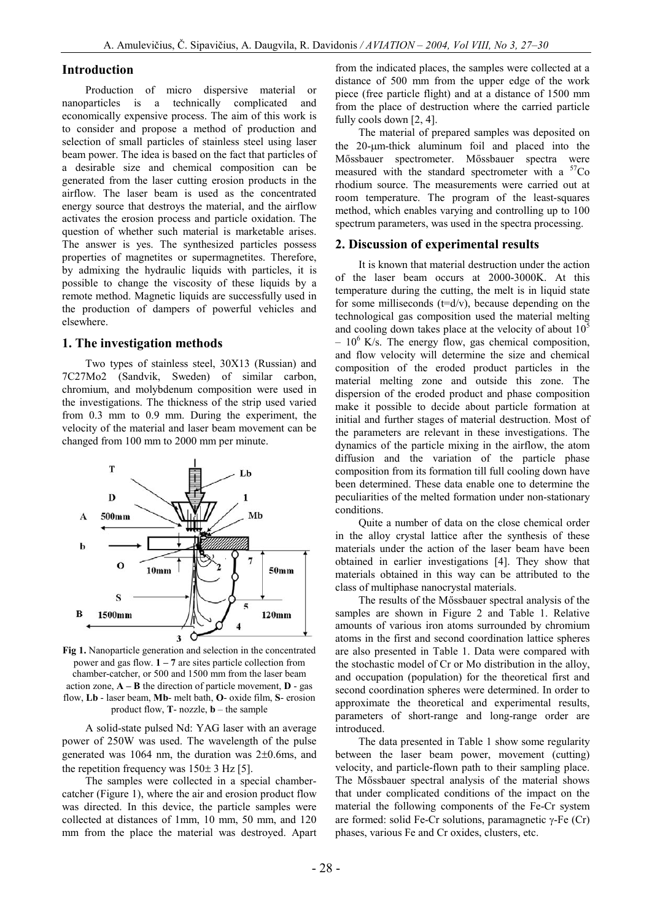## Introduction

Production of micro dispersive material or nanoparticles is a technically complicated and economically expensive process. The aim of this work is to consider and propose a method of production and selection of small particles of stainless steel using laser beam power. The idea is based on the fact that particles of a desirable size and chemical composition can be generated from the laser cutting erosion products in the airflow. The laser beam is used as the concentrated energy source that destroys the material, and the airflow activates the erosion process and particle oxidation. The question of whether such material is marketable arises. The answer is yes. The synthesized particles possess properties of magnetites or supermagnetites. Therefore, by admixing the hydraulic liquids with particles, it is possible to change the viscosity of these liquids by a remote method. Magnetic liquids are successfully used in the production of dampers of powerful vehicles and elsewhere.

## 1. The investigation methods

Two types of stainless steel, 30X13 (Russian) and 7C27Mo2 (Sandvik, Sweden) of similar carbon, chromium, and molybdenum composition were used in the investigations. The thickness of the strip used varied from 0.3 mm to 0.9 mm. During the experiment, the velocity of the material and laser beam movement can be changed from 100 mm to 2000 mm per minute.

**Fig 1.** Nanoparticle generation and selection in the concentrated power and gas flow. **1 – 7** are sites particle collection from chamber-catcher, or 500 and 1500 mm from the laser beam action zone, **A – B** the direction of particle movement, **D** - gas flow, **Lb** - laser beam, **Mb**- melt bath, **O**- oxide film, **S**- erosion product flow, **T**- nozzle, **b** – the sample

A solid-state pulsed Nd: YAG laser with an average power of 250W was used. The wavelength of the pulse generated was 1064 nm, the duration was 2±0.6ms, and the repetition frequency was 150± 3 Hz [5].

The samples were collected in a special chamber-catcher (Figure 1), where the air and erosion product flow was directed. In this device, the particle samples were collected at distances of 1mm, 10 mm, 50 mm, and 120 mm from the place the material was destroyed. Apart from the indicated places, the samples were collected at a distance of 500 mm from the upper edge of the work piece (free particle flight) and at a distance of 1500 mm from the place of destruction where the carried particle fully cools down [2, 4].

The material of prepared samples was deposited on the 20-μm-thick aluminum foil and placed into the Mőssbauer spectrometer. Mőssbauer spectra were measured with the standard spectrometer with a $^{57}Co$ rhodium source. The measurements were carried out at room temperature. The program of the least-squares method, which enables varying and controlling up to 100 spectrum parameters, was used in the spectra processing.

## 2. Discussion of experimental results

It is known that material destruction under the action of the laser beam occurs at 2000-3000K. At this temperature during the cutting, the melt is in liquid state for some milliseconds (t=d/v), because depending on the technological gas composition used the material melting and cooling down takes place at the velocity of about $10^5 - 10^6$ K/s. The energy flow, gas chemical composition, and flow velocity will determine the size and chemical composition of the eroded product particles in the material melting zone and outside this zone. The dispersion of the eroded product and phase composition make it possible to decide about particle formation at initial and further stages of material destruction. Most of the parameters are relevant in these investigations. The dynamics of the particle mixing in the airflow, the atom diffusion and the variation of the particle phase composition from its formation till full cooling down have been determined. These data enable one to determine the peculiarities of the melted formation under non-stationary conditions.

Quite a number of data on the close chemical order in the alloy crystal lattice after the synthesis of these materials under the action of the laser beam have been obtained in earlier investigations [4]. They show that materials obtained in this way can be attributed to the class of multiphase nanocrystal materials.

The results of the Mőssbauer spectral analysis of the samples are shown in Figure 2 and Table 1. Relative amounts of various iron atoms surrounded by chromium atoms in the first and second coordination lattice spheres are also presented in Table 1. Data were compared with the stochastic model of Cr or Mo distribution in the alloy, and occupation (population) for the theoretical first and second coordination spheres were determined. In order to approximate the theoretical and experimental results, parameters of short-range and long-range order are introduced.

The data presented in Table 1 show some regularity between the laser beam power, movement (cutting) velocity, and particle-flown path to their sampling place. The Mőssbauer spectral analysis of the material shows that under complicated conditions of the impact on the material the following components of the Fe-Cr system are formed: solid Fe-Cr solutions, paramagnetic γ-Fe (Cr) phases, various Fe and Cr oxides, clusters, etc.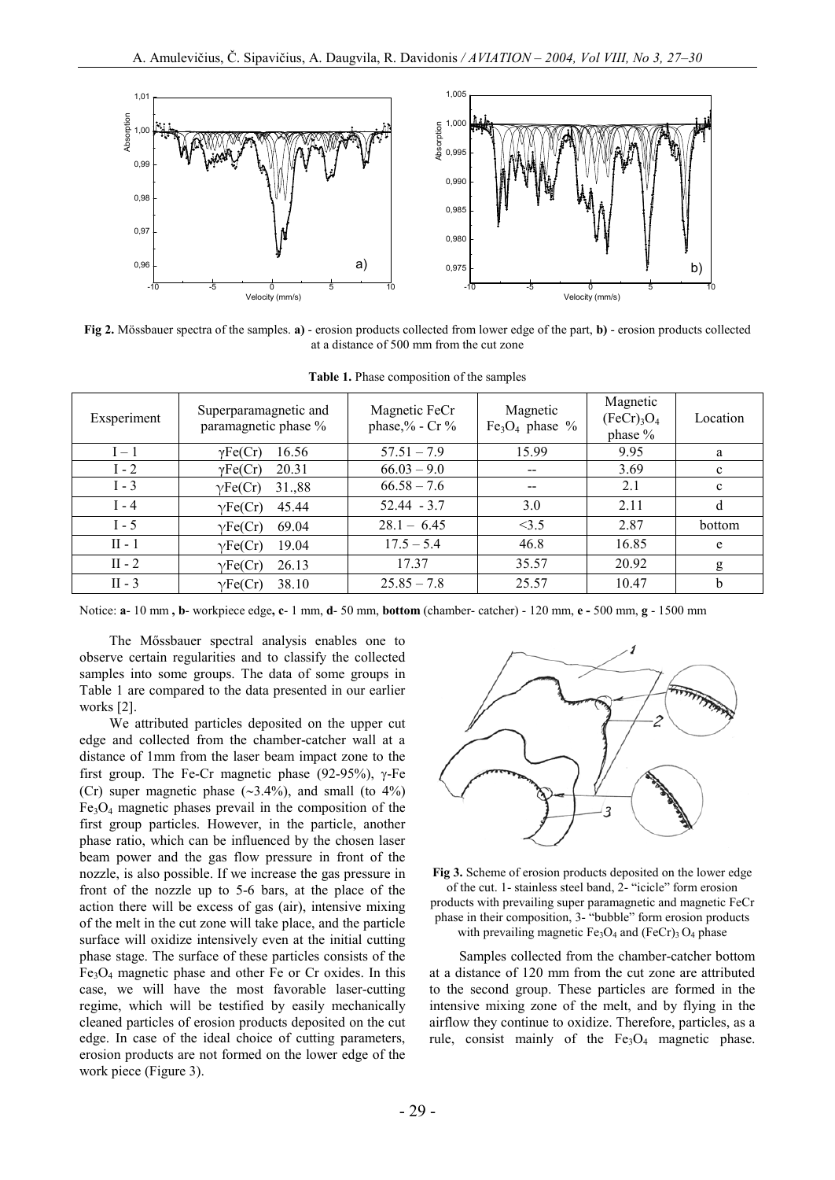**Fig 2.** Mössbauer spectra of the samples. **a)** - erosion products collected from lower edge of the part, **b)** - erosion products collected at a distance of 500 mm from the cut zone

**Table 1.** Phase composition of the samples

| Exsperiment | Superparamagnetic and paramagnetic phase % | Magnetic FeCr phase,% - Cr % | Magnetic $Fe_3O_4$ phase % | Magnetic $(FeCr)_3O_4$ phase % | Location |
|---|---|---|---|---|---|
| I – 1 | γFe(Cr) 16.56 | 57.51 – 7.9 | 15.99 | 9.95 | a |
| I - 2 | γFe(Cr) 20.31 | 66.03 – 9.0 | -- | 3.69 | c |
| I - 3 | γFe(Cr) 31.,88 | 66.58 – 7.6 | -- | 2.1 | c |
| I - 4 | γFe(Cr) 45.44 | 52.44 - 3.7 | 3.0 | 2.11 | d |
| I - 5 | γFe(Cr) 69.04 | 28.1 – 6.45 | <3.5 | 2.87 | bottom |
| II - 1 | γFe(Cr) 19.04 | 17.5 – 5.4 | 46.8 | 16.85 | e |
| II - 2 | γFe(Cr) 26.13 | 17.37 | 35.57 | 20.92 | g |
| II - 3 | γFe(Cr) 38.10 | 25.85 – 7.8 | 25.57 | 10.47 | b |

Notice: **a**- 10 mm **, b**- workpiece edge**, c**- 1 mm, **d**- 50 mm, **bottom** (chamber- catcher) - 120 mm, **e -** 500 mm, **g** - 1500 mm

The Mőssbauer spectral analysis enables one to observe certain regularities and to classify the collected samples into some groups. The data of some groups in Table 1 are compared to the data presented in our earlier works [2].

We attributed particles deposited on the upper cut edge and collected from the chamber-catcher wall at a distance of 1mm from the laser beam impact zone to the first group. The Fe-Cr magnetic phase (92-95%), γ-Fe (Cr) super magnetic phase (~3.4%), and small (to 4%) $Fe_3O_4$ magnetic phases prevail in the composition of the first group particles. However, in the particle, another phase ratio, which can be influenced by the chosen laser beam power and the gas flow pressure in front of the nozzle, is also possible. If we increase the gas pressure in front of the nozzle up to 5-6 bars, at the place of the action there will be excess of gas (air), intensive mixing of the melt in the cut zone will take place, and the particle surface will oxidize intensively even at the initial cutting phase stage. The surface of these particles consists of the $Fe_3O_4$ magnetic phase and other Fe or Cr oxides. In this case, we will have the most favorable laser-cutting regime, which will be testified by easily mechanically cleaned particles of erosion products deposited on the cut edge. In case of the ideal choice of cutting parameters, erosion products are not formed on the lower edge of the work piece (Figure 3).

**Fig 3.** Scheme of erosion products deposited on the lower edge of the cut. 1- stainless steel band, 2- "icicle" form erosion products with prevailing super paramagnetic and magnetic FeCr phase in their composition, 3- "bubble" form erosion products with prevailing magnetic $Fe_3O_4$ and $(FeCr)_3O_4$ phase

Samples collected from the chamber-catcher bottom at a distance of 120 mm from the cut zone are attributed to the second group. These particles are formed in the intensive mixing zone of the melt, and by flying in the airflow they continue to oxidize. Therefore, particles, as a rule, consist mainly of the $Fe_3O_4$ magnetic phase.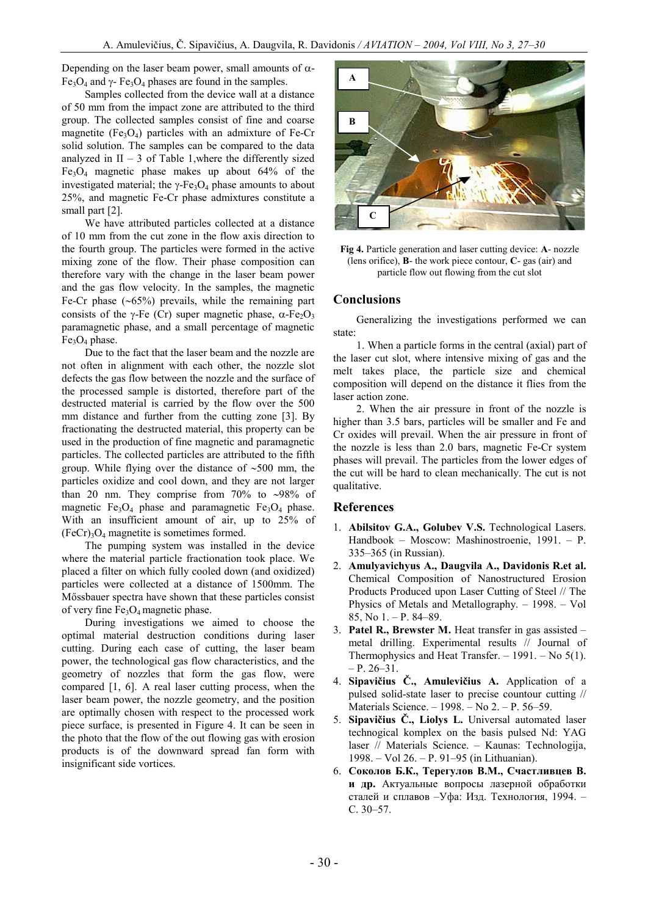Depending on the laser beam power, small amounts of $\alpha$-$Fe_3O_4$ and $\gamma$- $Fe_3O_4$ phases are found in the samples.

Samples collected from the device wall at a distance of 50 mm from the impact zone are attributed to the third group. The collected samples consist of fine and coarse magnetite ($Fe_3O_4$) particles with an admixture of Fe-Cr solid solution. The samples can be compared to the data analyzed in II – 3 of Table 1,where the differently sized $Fe_3O_4$ magnetic phase makes up about 64% of the investigated material; the $\gamma$-$Fe_3O_4$ phase amounts to about 25%, and magnetic Fe-Cr phase admixtures constitute a small part [2].

We have attributed particles collected at a distance of 10 mm from the cut zone in the flow axis direction to the fourth group. The particles were formed in the active mixing zone of the flow. Their phase composition can therefore vary with the change in the laser beam power and the gas flow velocity. In the samples, the magnetic Fe-Cr phase (~65%) prevails, while the remaining part consists of the $\gamma$-Fe (Cr) super magnetic phase, $\alpha$-$Fe_2O_3$ paramagnetic phase, and a small percentage of magnetic $Fe_3O_4$ phase.

Due to the fact that the laser beam and the nozzle are not often in alignment with each other, the nozzle slot defects the gas flow between the nozzle and the surface of the processed sample is distorted, therefore part of the destructed material is carried by the flow over the 500 mm distance and further from the cutting zone [3]. By fractionating the destructed material, this property can be used in the production of fine magnetic and paramagnetic particles. The collected particles are attributed to the fifth group. While flying over the distance of ~500 mm, the particles oxidize and cool down, and they are not larger than 20 nm. They comprise from 70% to ~98% of magnetic $Fe_3O_4$ phase and paramagnetic $Fe_3O_4$ phase. With an insufficient amount of air, up to 25% of $(FeCr)_3O_4$ magnetite is sometimes formed.

The pumping system was installed in the device where the material particle fractionation took place. We placed a filter on which fully cooled down (and oxidized) particles were collected at a distance of 1500mm. The Mőssbauer spectra have shown that these particles consist of very fine $Fe_3O_4$ magnetic phase.

During investigations we aimed to choose the optimal material destruction conditions during laser cutting. During each case of cutting, the laser beam power, the technological gas flow characteristics, and the geometry of nozzles that form the gas flow, were compared [1, 6]. A real laser cutting process, when the laser beam power, the nozzle geometry, and the position are optimally chosen with respect to the processed work piece surface, is presented in Figure 4. It can be seen in the photo that the flow of the out flowing gas with erosion products is of the downward spread fan form with insignificant side vortices.

A

B

C

**Fig 4.** Particle generation and laser cutting device: **A**- nozzle (lens orifice), **B**- the work piece contour, **C**- gas (air) and particle flow out flowing from the cut slot

## Conclusions

Generalizing the investigations performed we can state:

1. When a particle forms in the central (axial) part of the laser cut slot, where intensive mixing of gas and the melt takes place, the particle size and chemical composition will depend on the distance it flies from the laser action zone.

2. When the air pressure in front of the nozzle is higher than 3.5 bars, particles will be smaller and Fe and Cr oxides will prevail. When the air pressure in front of the nozzle is less than 2.0 bars, magnetic Fe-Cr system phases will prevail. The particles from the lower edges of the cut will be hard to clean mechanically. The cut is not qualitative.

## References

1. **Abilsitov G.A., Golubev V.S.** Technological Lasers. Handbook – Moscow: Mashinostroenie, 1991. – P. 335–365 (in Russian).
2. **Amulyavichyus A., Daugvila A., Davidonis R.et al.** Chemical Composition of Nanostructured Erosion Products Produced upon Laser Cutting of Steel // The Physics of Metals and Metallography. – 1998. – Vol 85, No 1. – P. 84–89.
3. **Patel R., Brewster M.** Heat transfer in gas assisted – metal drilling. Experimental results // Journal of Thermophysics and Heat Transfer. – 1991. – No 5(1). – P. 26–31.
4. **Sipavičius Č., Amulevičius A.** Application of a pulsed solid-state laser to precise countour cutting // Materials Science. – 1998. – No 2. – P. 56–59.
5. **Sipavičius Č., Liolys L.** Universal automated laser technological komplex on the basis pulsed Nd: YAG laser // Materials Science. – Kaunas: Technologija, 1998. – Vol 26. – P. 91–95 (in Lithuanian).
6. **Соколов Б.К., Терегулов В.М., Счастливцев В. и др.** Актуальные вопросы лазерной обработки сталей и сплавов –Уфа: Изд. Технология, 1994. – С. 30–57.